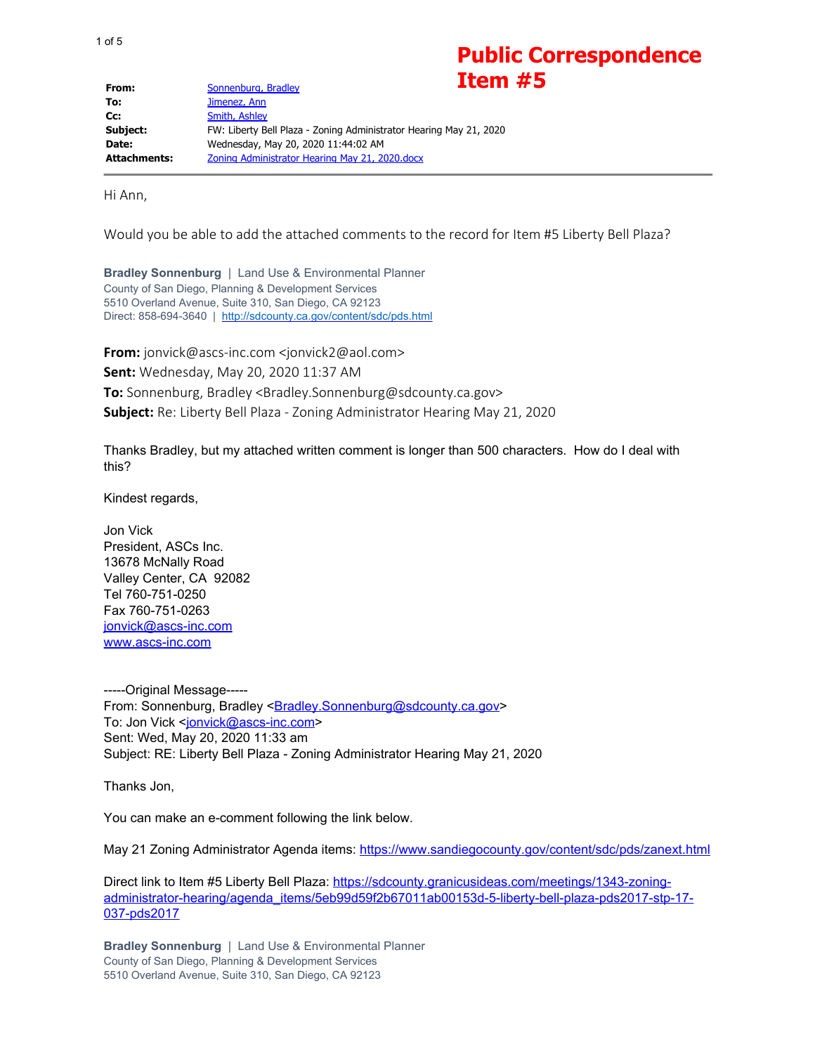# Public Correspondence Item #5

| | |
|---|---|
| **From:** | Sonnenburg, Bradley |
| **To:** | Jimenez, Ann |
| **Cc:** | Smith, Ashley |
| **Subject:** | FW: Liberty Bell Plaza - Zoning Administrator Hearing May 21, 2020 |
| **Date:** | Wednesday, May 20, 2020 11:44:02 AM |
| **Attachments:** | Zoning Administrator Hearing May 21, 2020.docx |

Hi Ann,

Would you be able to add the attached comments to the record for Item #5 Liberty Bell Plaza?

**Bradley Sonnenburg** | Land Use & Environmental Planner
County of San Diego, Planning & Development Services
5510 Overland Avenue, Suite 310, San Diego, CA 92123
Direct: 858-694-3640 | http://sdcounty.ca.gov/content/sdc/pds.html

**From:** jonvick@ascs-inc.com <jonvick2@aol.com>
**Sent:** Wednesday, May 20, 2020 11:37 AM
**To:** Sonnenburg, Bradley <Bradley.Sonnenburg@sdcounty.ca.gov>
**Subject:** Re: Liberty Bell Plaza - Zoning Administrator Hearing May 21, 2020

Thanks Bradley, but my attached written comment is longer than 500 characters. How do I deal with this?

Kindest regards,

Jon Vick
President, ASCs Inc.
13678 McNally Road
Valley Center, CA 92082
Tel 760-751-0250
Fax 760-751-0263
jonvick@ascs-inc.com
www.ascs-inc.com

-----Original Message-----
From: Sonnenburg, Bradley <Bradley.Sonnenburg@sdcounty.ca.gov>
To: Jon Vick <jonvick@ascs-inc.com>
Sent: Wed, May 20, 2020 11:33 am
Subject: RE: Liberty Bell Plaza - Zoning Administrator Hearing May 21, 2020

Thanks Jon,

You can make an e-comment following the link below.

May 21 Zoning Administrator Agenda items: https://www.sandiegocounty.gov/content/sdc/pds/zanext.html

Direct link to Item #5 Liberty Bell Plaza: https://sdcounty.granicusideas.com/meetings/1343-zoning-administrator-hearing/agenda_items/5eb99d59f2b67011ab00153d-5-liberty-bell-plaza-pds2017-stp-17-037-pds2017

**Bradley Sonnenburg** | Land Use & Environmental Planner
County of San Diego, Planning & Development Services
5510 Overland Avenue, Suite 310, San Diego, CA 92123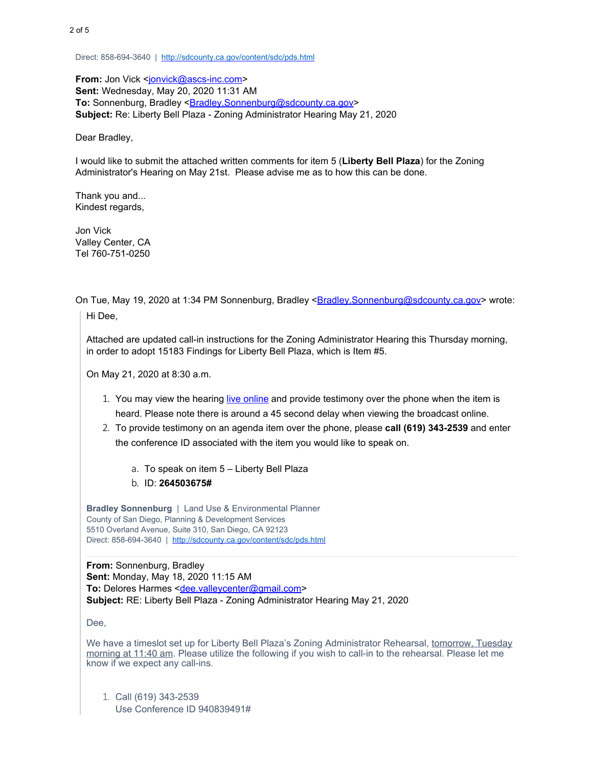Direct: 858-694-3640 | http://sdcounty.ca.gov/content/sdc/pds.html

**From:** Jon Vick <jonvick@ascs-inc.com>
**Sent:** Wednesday, May 20, 2020 11:31 AM
**To:** Sonnenburg, Bradley <Bradley.Sonnenburg@sdcounty.ca.gov>
**Subject:** Re: Liberty Bell Plaza - Zoning Administrator Hearing May 21, 2020

Dear Bradley,

I would like to submit the attached written comments for item 5 (**Liberty Bell Plaza**) for the Zoning Administrator's Hearing on May 21st. Please advise me as to how this can be done.

Thank you and...
Kindest regards,

Jon Vick
Valley Center, CA
Tel 760-751-0250

On Tue, May 19, 2020 at 1:34 PM Sonnenburg, Bradley <Bradley.Sonnenburg@sdcounty.ca.gov> wrote:

> Hi Dee,
>
> Attached are updated call-in instructions for the Zoning Administrator Hearing this Thursday morning, in order to adopt 15183 Findings for Liberty Bell Plaza, which is Item #5.
>
> On May 21, 2020 at 8:30 a.m.
>
> 1. You may view the hearing live online and provide testimony over the phone when the item is heard. Please note there is around a 45 second delay when viewing the broadcast online.
> 2. To provide testimony on an agenda item over the phone, please **call (619) 343-2539** and enter the conference ID associated with the item you would like to speak on.
>
>    a. To speak on item 5 – Liberty Bell Plaza
>    b. ID: **264503675#**
>
> **Bradley Sonnenburg** | Land Use & Environmental Planner
> County of San Diego, Planning & Development Services
> 5510 Overland Avenue, Suite 310, San Diego, CA 92123
> Direct: 858-694-3640 | http://sdcounty.ca.gov/content/sdc/pds.html
>
> ---
>
> **From:** Sonnenburg, Bradley
> **Sent:** Monday, May 18, 2020 11:15 AM
> **To:** Delores Harmes <dee.valleycenter@gmail.com>
> **Subject:** RE: Liberty Bell Plaza - Zoning Administrator Hearing May 21, 2020
>
> Dee,
>
> We have a timeslot set up for Liberty Bell Plaza's Zoning Administrator Rehearsal, tomorrow, Tuesday morning at 11:40 am. Please utilize the following if you wish to call-in to the rehearsal. Please let me know if we expect any call-ins.
>
> 1. Call (619) 343-2539
>    Use Conference ID 940839491#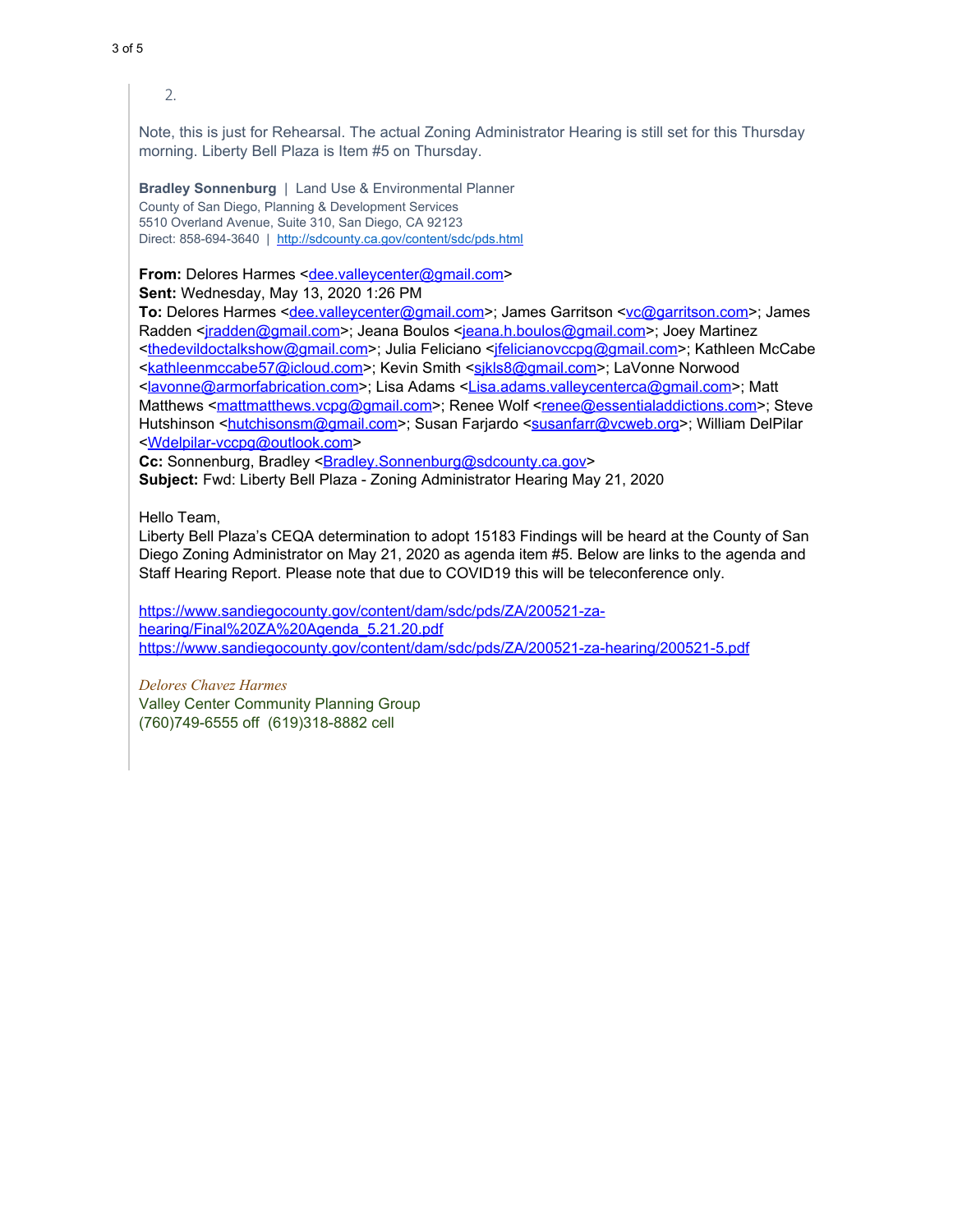2.

Note, this is just for Rehearsal. The actual Zoning Administrator Hearing is still set for this Thursday morning. Liberty Bell Plaza is Item #5 on Thursday.

**Bradley Sonnenburg** | Land Use & Environmental Planner
County of San Diego, Planning & Development Services
5510 Overland Avenue, Suite 310, San Diego, CA 92123
Direct: 858-694-3640 | http://sdcounty.ca.gov/content/sdc/pds.html

**From:** Delores Harmes <dee.valleycenter@gmail.com>
**Sent:** Wednesday, May 13, 2020 1:26 PM
**To:** Delores Harmes <dee.valleycenter@gmail.com>; James Garritson <vc@garritson.com>; James Radden <jradden@gmail.com>; Jeana Boulos <jeana.h.boulos@gmail.com>; Joey Martinez <thedevildoctalkshow@gmail.com>; Julia Feliciano <jfelicianovccpg@gmail.com>; Kathleen McCabe <kathleenmccabe57@icloud.com>; Kevin Smith <sjkls8@gmail.com>; LaVonne Norwood <lavonne@armorfabrication.com>; Lisa Adams <Lisa.adams.valleycenterca@gmail.com>; Matt Matthews <mattmatthews.vcpg@gmail.com>; Renee Wolf <renee@essentialaddictions.com>; Steve Hutshinson <hutchisonsm@gmail.com>; Susan Farjardo <susanfarr@vcweb.org>; William DelPilar <Wdelpilar-vccpg@outlook.com>
**Cc:** Sonnenburg, Bradley <Bradley.Sonnenburg@sdcounty.ca.gov>
**Subject:** Fwd: Liberty Bell Plaza - Zoning Administrator Hearing May 21, 2020

Hello Team,
Liberty Bell Plaza's CEQA determination to adopt 15183 Findings will be heard at the County of San Diego Zoning Administrator on May 21, 2020 as agenda item #5. Below are links to the agenda and Staff Hearing Report. Please note that due to COVID19 this will be teleconference only.

https://www.sandiegocounty.gov/content/dam/sdc/pds/ZA/200521-za-hearing/Final%20ZA%20Agenda_5.21.20.pdf
https://www.sandiegocounty.gov/content/dam/sdc/pds/ZA/200521-za-hearing/200521-5.pdf

*Delores Chavez Harmes*
Valley Center Community Planning Group
(760)749-6555 off (619)318-8882 cell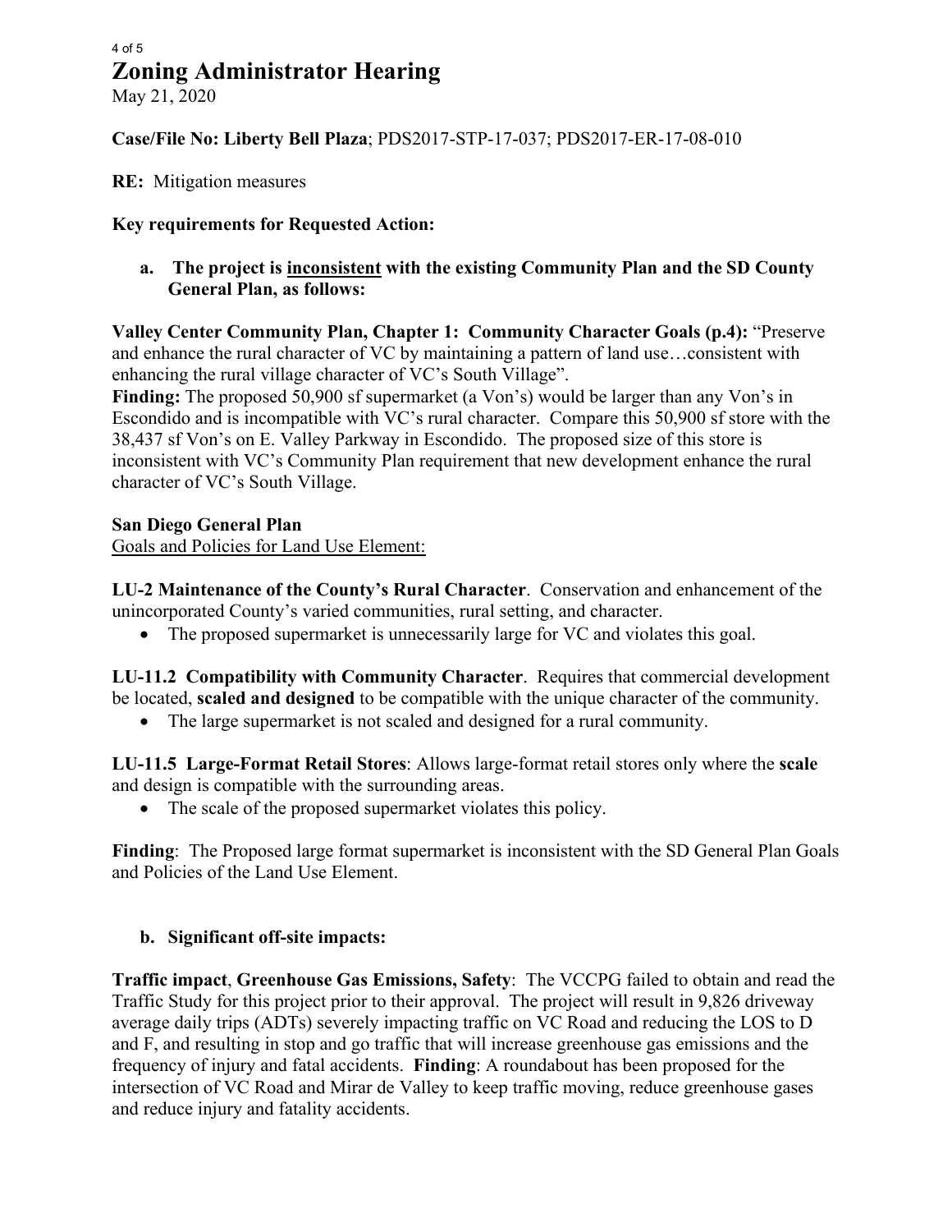# Zoning Administrator Hearing

May 21, 2020

**Case/File No: Liberty Bell Plaza**; PDS2017-STP-17-037; PDS2017-ER-17-08-010

**RE:** Mitigation measures

**Key requirements for Requested Action:**

**a. The project is <u>inconsistent</u> with the existing Community Plan and the SD County General Plan, as follows:**

**Valley Center Community Plan, Chapter 1: Community Character Goals (p.4):** "Preserve and enhance the rural character of VC by maintaining a pattern of land use…consistent with enhancing the rural village character of VC's South Village".

**Finding:** The proposed 50,900 sf supermarket (a Von's) would be larger than any Von's in Escondido and is incompatible with VC's rural character. Compare this 50,900 sf store with the 38,437 sf Von's on E. Valley Parkway in Escondido. The proposed size of this store is inconsistent with VC's Community Plan requirement that new development enhance the rural character of VC's South Village.

**San Diego General Plan**

<u>Goals and Policies for Land Use Element:</u>

**LU-2 Maintenance of the County's Rural Character**. Conservation and enhancement of the unincorporated County's varied communities, rural setting, and character.

- The proposed supermarket is unnecessarily large for VC and violates this goal.

**LU-11.2 Compatibility with Community Character**. Requires that commercial development be located, **scaled and designed** to be compatible with the unique character of the community.

- The large supermarket is not scaled and designed for a rural community.

**LU-11.5 Large-Format Retail Stores**: Allows large-format retail stores only where the **scale** and design is compatible with the surrounding areas.

- The scale of the proposed supermarket violates this policy.

**Finding**: The Proposed large format supermarket is inconsistent with the SD General Plan Goals and Policies of the Land Use Element.

**b. Significant off-site impacts:**

**Traffic impact**, **Greenhouse Gas Emissions, Safety**: The VCCPG failed to obtain and read the Traffic Study for this project prior to their approval. The project will result in 9,826 driveway average daily trips (ADTs) severely impacting traffic on VC Road and reducing the LOS to D and F, and resulting in stop and go traffic that will increase greenhouse gas emissions and the frequency of injury and fatal accidents. **Finding**: A roundabout has been proposed for the intersection of VC Road and Mirar de Valley to keep traffic moving, reduce greenhouse gases and reduce injury and fatality accidents.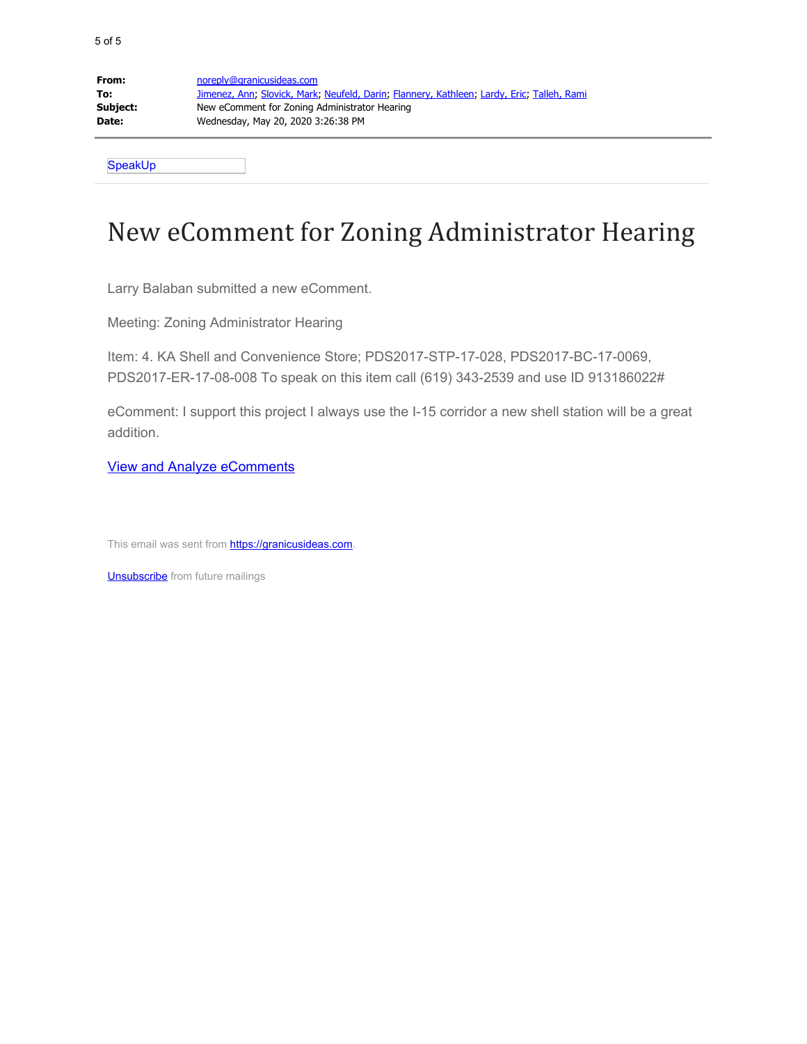| | |
|---|---|
| **From:** | noreply@granicusideas.com |
| **To:** | Jimenez, Ann; Slovick, Mark; Neufeld, Darin; Flannery, Kathleen; Lardy, Eric; Talleh, Rami |
| **Subject:** | New eComment for Zoning Administrator Hearing |
| **Date:** | Wednesday, May 20, 2020 3:26:38 PM |

SpeakUp

# New eComment for Zoning Administrator Hearing

Larry Balaban submitted a new eComment.

Meeting: Zoning Administrator Hearing

Item: 4. KA Shell and Convenience Store; PDS2017-STP-17-028, PDS2017-BC-17-0069, PDS2017-ER-17-08-008 To speak on this item call (619) 343-2539 and use ID 913186022#

eComment: I support this project I always use the I-15 corridor a new shell station will be a great addition.

View and Analyze eComments

This email was sent from https://granicusideas.com.

Unsubscribe from future mailings